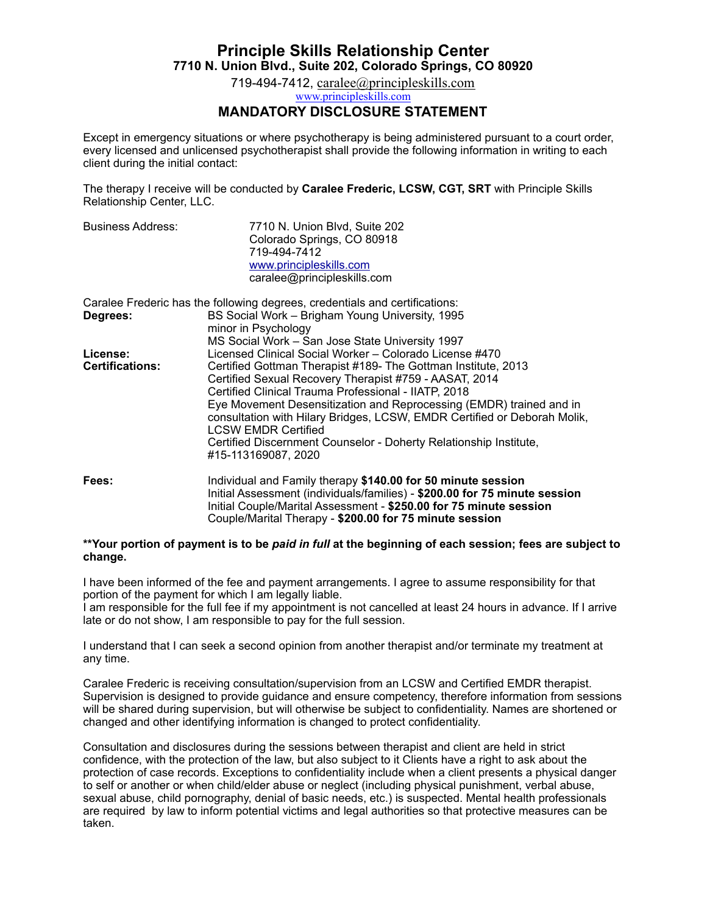# Principle Skills Relationship Center

**7710 N. Union Blvd., Suite 202, Colorado Springs, CO 80920**

719-494-7412, caralee@principleskills.com

www.principleskills.com

## MANDATORY DISCLOSURE STATEMENT

Except in emergency situations or where psychotherapy is being administered pursuant to a court order, every licensed and unlicensed psychotherapist shall provide the following information in writing to each client during the initial contact:

The therapy I receive will be conducted by **Caralee Frederic, LCSW, CGT, SRT** with Principle Skills Relationship Center, LLC.

Business Address:
7710 N. Union Blvd, Suite 202
Colorado Springs, CO 80918
719-494-7412
www.principleskills.com
caralee@principleskills.com

Caralee Frederic has the following degrees, credentials and certifications:

**Degrees:**
BS Social Work – Brigham Young University, 1995
minor in Psychology
MS Social Work – San Jose State University 1997

**License:**
Licensed Clinical Social Worker – Colorado License #470

**Certifications:**
Certified Gottman Therapist #189- The Gottman Institute, 2013
Certified Sexual Recovery Therapist #759 - AASAT, 2014
Certified Clinical Trauma Professional - IIATP, 2018
Eye Movement Desensitization and Reprocessing (EMDR) trained and in consultation with Hilary Bridges, LCSW, EMDR Certified or Deborah Molik, LCSW EMDR Certified
Certified Discernment Counselor - Doherty Relationship Institute, #15-113169087, 2020

**Fees:**
Individual and Family therapy **$140.00 for 50 minute session**
Initial Assessment (individuals/families) - **$200.00 for 75 minute session**
Initial Couple/Marital Assessment - **$250.00 for 75 minute session**
Couple/Marital Therapy - **$200.00 for 75 minute session**

****Your portion of payment is to be *paid in full* at the beginning of each session; fees are subject to change.**

I have been informed of the fee and payment arrangements. I agree to assume responsibility for that portion of the payment for which I am legally liable.
I am responsible for the full fee if my appointment is not cancelled at least 24 hours in advance. If I arrive late or do not show, I am responsible to pay for the full session.

I understand that I can seek a second opinion from another therapist and/or terminate my treatment at any time.

Caralee Frederic is receiving consultation/supervision from an LCSW and Certified EMDR therapist. Supervision is designed to provide guidance and ensure competency, therefore information from sessions will be shared during supervision, but will otherwise be subject to confidentiality. Names are shortened or changed and other identifying information is changed to protect confidentiality.

Consultation and disclosures during the sessions between therapist and client are held in strict confidence, with the protection of the law, but also subject to it Clients have a right to ask about the protection of case records. Exceptions to confidentiality include when a client presents a physical danger to self or another or when child/elder abuse or neglect (including physical punishment, verbal abuse, sexual abuse, child pornography, denial of basic needs, etc.) is suspected. Mental health professionals are required by law to inform potential victims and legal authorities so that protective measures can be taken.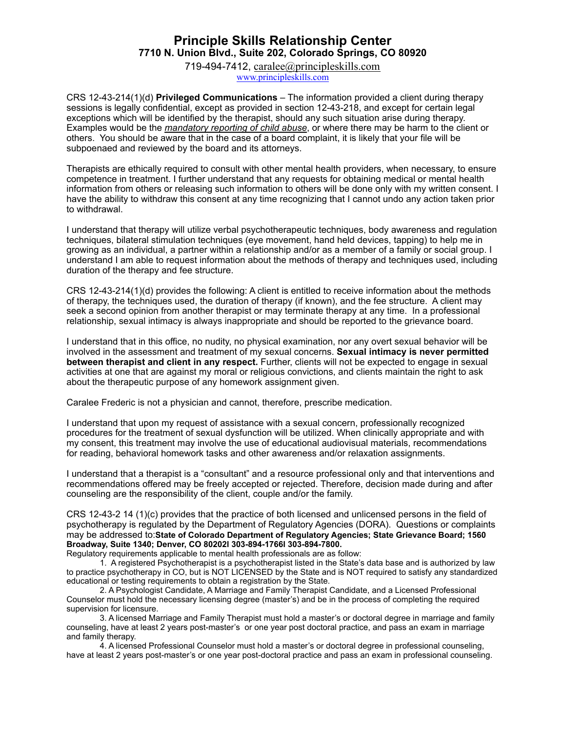# Principle Skills Relationship Center

**7710 N. Union Blvd., Suite 202, Colorado Springs, CO 80920**

719-494-7412, caralee@principleskills.com
www.principleskills.com

CRS 12-43-214(1)(d) **Privileged Communications** – The information provided a client during therapy sessions is legally confidential, except as provided in section 12-43-218, and except for certain legal exceptions which will be identified by the therapist, should any such situation arise during therapy. Examples would be the ***mandatory reporting of child abuse***, or where there may be harm to the client or others. You should be aware that in the case of a board complaint, it is likely that your file will be subpoenaed and reviewed by the board and its attorneys.

Therapists are ethically required to consult with other mental health providers, when necessary, to ensure competence in treatment. I further understand that any requests for obtaining medical or mental health information from others or releasing such information to others will be done only with my written consent. I have the ability to withdraw this consent at any time recognizing that I cannot undo any action taken prior to withdrawal.

I understand that therapy will utilize verbal psychotherapeutic techniques, body awareness and regulation techniques, bilateral stimulation techniques (eye movement, hand held devices, tapping) to help me in growing as an individual, a partner within a relationship and/or as a member of a family or social group. I understand I am able to request information about the methods of therapy and techniques used, including duration of the therapy and fee structure.

CRS 12-43-214(1)(d) provides the following: A client is entitled to receive information about the methods of therapy, the techniques used, the duration of therapy (if known), and the fee structure. A client may seek a second opinion from another therapist or may terminate therapy at any time. In a professional relationship, sexual intimacy is always inappropriate and should be reported to the grievance board.

I understand that in this office, no nudity, no physical examination, nor any overt sexual behavior will be involved in the assessment and treatment of my sexual concerns. **Sexual intimacy is never permitted between therapist and client in any respect.** Further, clients will not be expected to engage in sexual activities at one that are against my moral or religious convictions, and clients maintain the right to ask about the therapeutic purpose of any homework assignment given.

Caralee Frederic is not a physician and cannot, therefore, prescribe medication.

I understand that upon my request of assistance with a sexual concern, professionally recognized procedures for the treatment of sexual dysfunction will be utilized. When clinically appropriate and with my consent, this treatment may involve the use of educational audiovisual materials, recommendations for reading, behavioral homework tasks and other awareness and/or relaxation assignments.

I understand that a therapist is a "consultant" and a resource professional only and that interventions and recommendations offered may be freely accepted or rejected. Therefore, decision made during and after counseling are the responsibility of the client, couple and/or the family.

CRS 12-43-2 14 (1)(c) provides that the practice of both licensed and unlicensed persons in the field of psychotherapy is regulated by the Department of Regulatory Agencies (DORA). Questions or complaints may be addressed to:**State of Colorado Department of Regulatory Agencies; State Grievance Board; 1560 Broadway, Suite 1340; Denver, CO 80202l 303-894-1766l 303-894-7800.**

Regulatory requirements applicable to mental health professionals are as follow:

1. A registered Psychotherapist is a psychotherapist listed in the State's data base and is authorized by law to practice psychotherapy in CO, but is NOT LICENSED by the State and is NOT required to satisfy any standardized educational or testing requirements to obtain a registration by the State.
2. A Psychologist Candidate, A Marriage and Family Therapist Candidate, and a Licensed Professional Counselor must hold the necessary licensing degree (master's) and be in the process of completing the required supervision for licensure.
3. A licensed Marriage and Family Therapist must hold a master's or doctoral degree in marriage and family counseling, have at least 2 years post-master's or one year post doctoral practice, and pass an exam in marriage and family therapy.
4. A licensed Professional Counselor must hold a master's or doctoral degree in professional counseling, have at least 2 years post-master's or one year post-doctoral practice and pass an exam in professional counseling.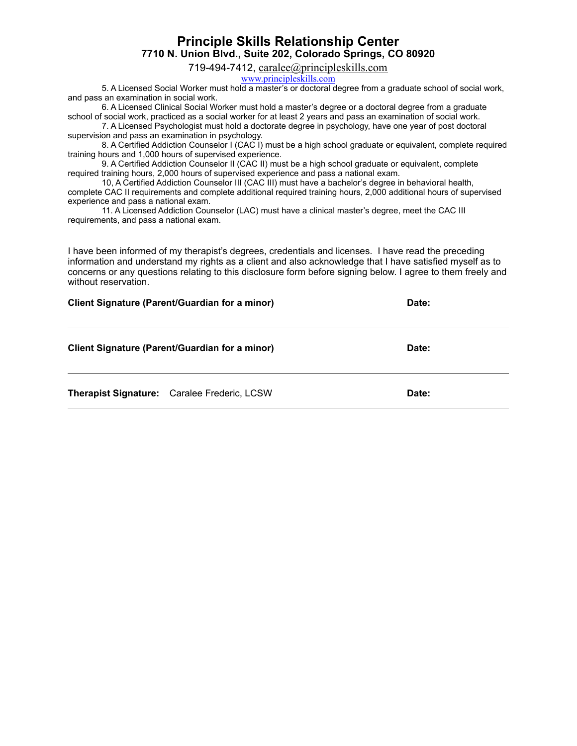# Principle Skills Relationship Center

**7710 N. Union Blvd., Suite 202, Colorado Springs, CO 80920**

719-494-7412, caralee@principleskills.com

www.principleskills.com

5. A Licensed Social Worker must hold a master's or doctoral degree from a graduate school of social work, and pass an examination in social work.

6. A Licensed Clinical Social Worker must hold a master's degree or a doctoral degree from a graduate school of social work, practiced as a social worker for at least 2 years and pass an examination of social work.

7. A Licensed Psychologist must hold a doctorate degree in psychology, have one year of post doctoral supervision and pass an examination in psychology.

8. A Certified Addiction Counselor I (CAC I) must be a high school graduate or equivalent, complete required training hours and 1,000 hours of supervised experience.

9. A Certified Addiction Counselor II (CAC II) must be a high school graduate or equivalent, complete required training hours, 2,000 hours of supervised experience and pass a national exam.

10, A Certified Addiction Counselor III (CAC III) must have a bachelor's degree in behavioral health, complete CAC II requirements and complete additional required training hours, 2,000 additional hours of supervised experience and pass a national exam.

11. A Licensed Addiction Counselor (LAC) must have a clinical master's degree, meet the CAC III requirements, and pass a national exam.

I have been informed of my therapist's degrees, credentials and licenses. I have read the preceding information and understand my rights as a client and also acknowledge that I have satisfied myself as to concerns or any questions relating to this disclosure form before signing below. I agree to them freely and without reservation.

**Client Signature (Parent/Guardian for a minor)** **Date:**

---

**Client Signature (Parent/Guardian for a minor)** **Date:**

---

**Therapist Signature:** Caralee Frederic, LCSW **Date:**

---